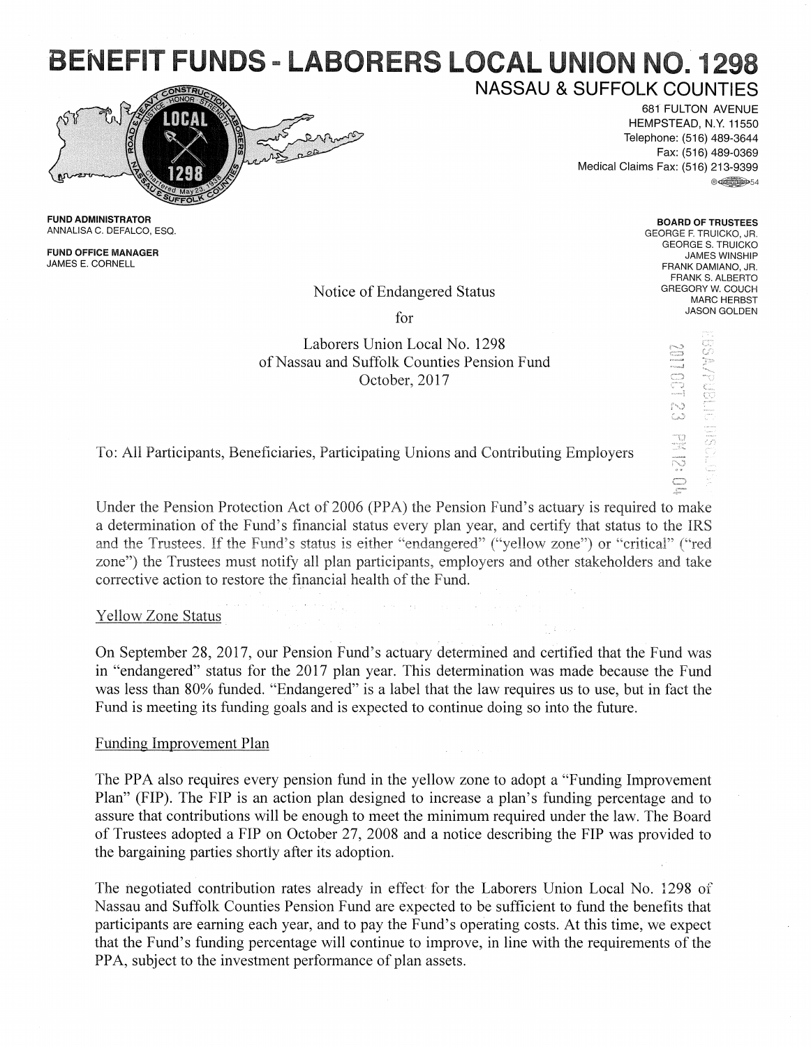# BENEFIT FUNDS - LABORERS LOCAL UNION NO. 1298

## NASSAU & SUFFOLK COUNTIES

681 FULTON AVENUE
HEMPSTEAD, N.Y. 11550
Telephone: (516) 489-3644
Fax: (516) 489-0369
Medical Claims Fax: (516) 213-9399

**FUND ADMINISTRATOR**
ANNALISA C. DEFALCO, ESQ.

**FUND OFFICE MANAGER**
JAMES E. CORNELL

**BOARD OF TRUSTEES**
GEORGE F. TRUICKO, JR.
GEORGE S. TRUICKO
JAMES WINSHIP
FRANK DAMIANO, JR.
FRANK S. ALBERTO
GREGORY W. COUCH
MARC HERBST
JASON GOLDEN

Notice of Endangered Status

for

Laborers Union Local No. 1298
of Nassau and Suffolk Counties Pension Fund
October, 2017

2017 OCT 23 PM 12:04

To: All Participants, Beneficiaries, Participating Unions and Contributing Employers

Under the Pension Protection Act of 2006 (PPA) the Pension Fund's actuary is required to make a determination of the Fund's financial status every plan year, and certify that status to the IRS and the Trustees. If the Fund's status is either "endangered" ("yellow zone") or "critical" ("red zone") the Trustees must notify all plan participants, employers and other stakeholders and take corrective action to restore the financial health of the Fund.

## Yellow Zone Status

On September 28, 2017, our Pension Fund's actuary determined and certified that the Fund was in "endangered" status for the 2017 plan year. This determination was made because the Fund was less than 80% funded. "Endangered" is a label that the law requires us to use, but in fact the Fund is meeting its funding goals and is expected to continue doing so into the future.

## Funding Improvement Plan

The PPA also requires every pension fund in the yellow zone to adopt a "Funding Improvement Plan" (FIP). The FIP is an action plan designed to increase a plan's funding percentage and to assure that contributions will be enough to meet the minimum required under the law. The Board of Trustees adopted a FIP on October 27, 2008 and a notice describing the FIP was provided to the bargaining parties shortly after its adoption.

The negotiated contribution rates already in effect for the Laborers Union Local No. 1298 of Nassau and Suffolk Counties Pension Fund are expected to be sufficient to fund the benefits that participants are earning each year, and to pay the Fund's operating costs. At this time, we expect that the Fund's funding percentage will continue to improve, in line with the requirements of the PPA, subject to the investment performance of plan assets.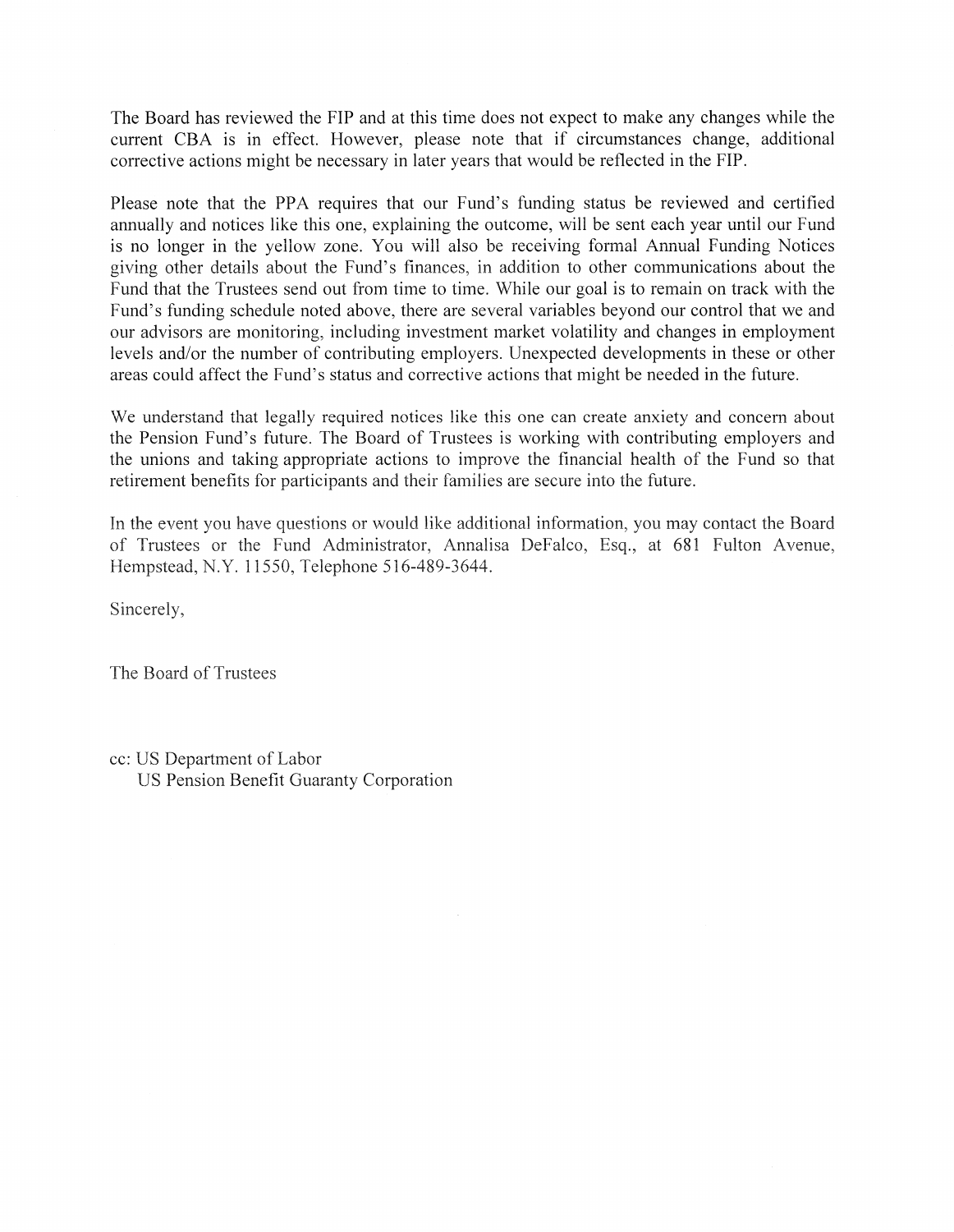The Board has reviewed the FIP and at this time does not expect to make any changes while the current CBA is in effect. However, please note that if circumstances change, additional corrective actions might be necessary in later years that would be reflected in the FIP.

Please note that the PPA requires that our Fund's funding status be reviewed and certified annually and notices like this one, explaining the outcome, will be sent each year until our Fund is no longer in the yellow zone. You will also be receiving formal Annual Funding Notices giving other details about the Fund's finances, in addition to other communications about the Fund that the Trustees send out from time to time. While our goal is to remain on track with the Fund's funding schedule noted above, there are several variables beyond our control that we and our advisors are monitoring, including investment market volatility and changes in employment levels and/or the number of contributing employers. Unexpected developments in these or other areas could affect the Fund's status and corrective actions that might be needed in the future.

We understand that legally required notices like this one can create anxiety and concern about the Pension Fund's future. The Board of Trustees is working with contributing employers and the unions and taking appropriate actions to improve the financial health of the Fund so that retirement benefits for participants and their families are secure into the future.

In the event you have questions or would like additional information, you may contact the Board of Trustees or the Fund Administrator, Annalisa DeFalco, Esq., at 681 Fulton Avenue, Hempstead, N.Y. 11550, Telephone 516-489-3644.

Sincerely,

The Board of Trustees

cc: US Department of Labor
US Pension Benefit Guaranty Corporation